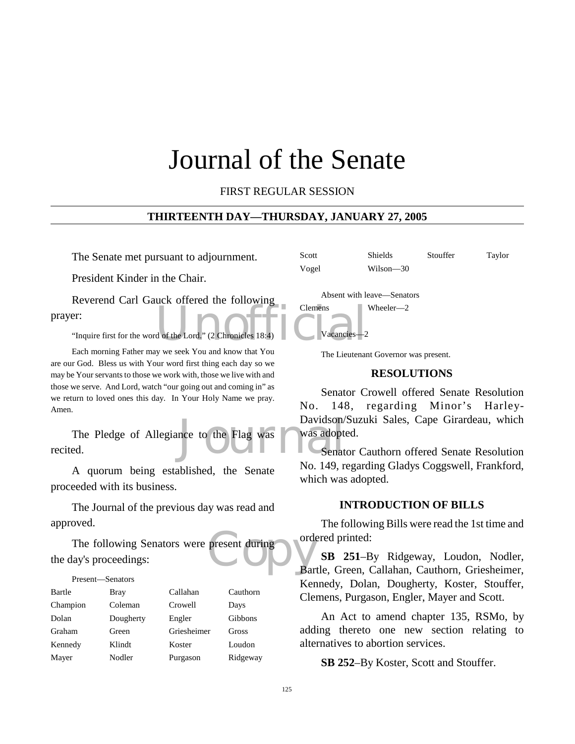# Journal of the Senate

FIRST REGULAR SESSION

## THIRTEENTH DAY—THURSDAY, JANUARY 27, 2005

The Senate met pursuant to adjournment.

President Kinder in the Chair.

Reverend Carl Gauck offered the following prayer:

"Inquire first for the word of the Lord." (2 Chronicles 18:4)

Each morning Father may we seek You and know that You are our God. Bless us with Your word first thing each day so we may be Your servants to those we work with, those we live with and those we serve. And Lord, watch "our going out and coming in" as we return to loved ones this day. In Your Holy Name we pray. Amen.

The Pledge of Allegiance to the Flag was recited.

A quorum being established, the Senate proceeded with its business.

The Journal of the previous day was read and approved.

The following Senators were present during the day's proceedings:

Present—Senators

| | | | |
|---|---|---|---|
| Bartle | Bray | Callahan | Cauthorn |
| Champion | Coleman | Crowell | Days |
| Dolan | Dougherty | Engler | Gibbons |
| Graham | Green | Griesheimer | Gross |
| Kennedy | Klindt | Koster | Loudon |
| Mayer | Nodler | Purgason | Ridgeway |
| Scott | Shields | Stouffer | Taylor |
| Vogel | Wilson—30 | | |

Absent with leave—Senators

| | |
|---|---|
| Clemens | Wheeler—2 |

Vacancies—2

The Lieutenant Governor was present.

## RESOLUTIONS

Senator Crowell offered Senate Resolution No. 148, regarding Minor's Harley-Davidson/Suzuki Sales, Cape Girardeau, which was adopted.

Senator Cauthorn offered Senate Resolution No. 149, regarding Gladys Coggswell, Frankford, which was adopted.

## INTRODUCTION OF BILLS

The following Bills were read the 1st time and ordered printed:

**SB 251**–By Ridgeway, Loudon, Nodler, Bartle, Green, Callahan, Cauthorn, Griesheimer, Kennedy, Dolan, Dougherty, Koster, Stouffer, Clemens, Purgason, Engler, Mayer and Scott.

An Act to amend chapter 135, RSMo, by adding thereto one new section relating to alternatives to abortion services.

**SB 252**–By Koster, Scott and Stouffer.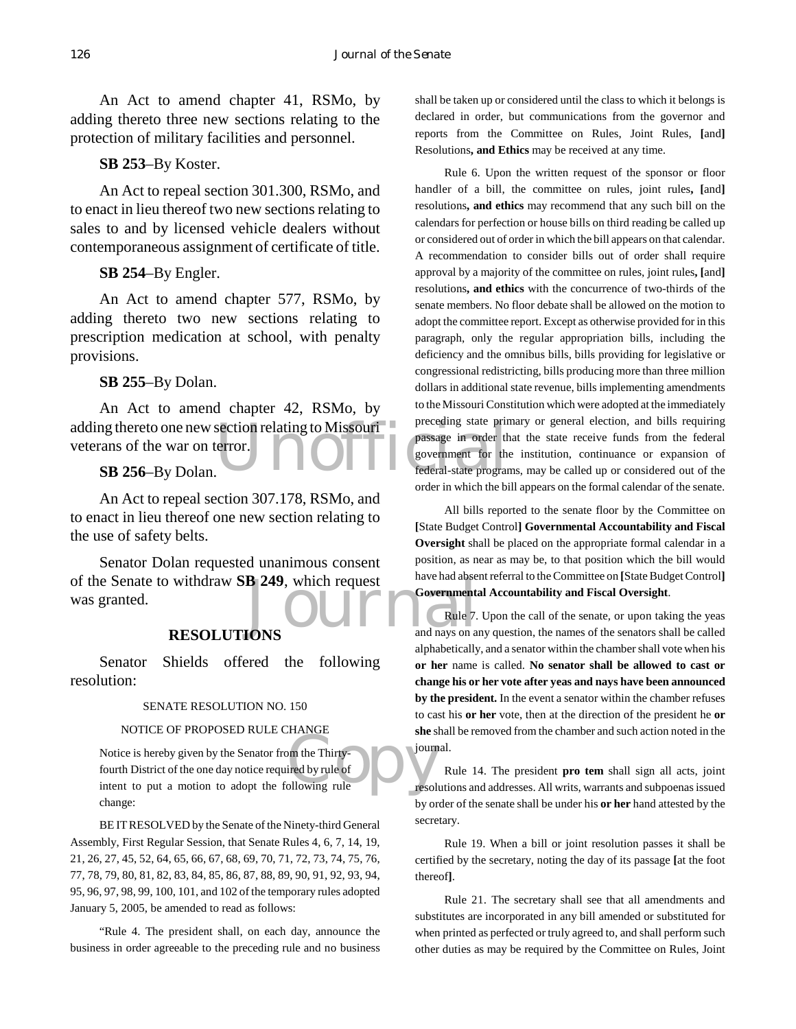An Act to amend chapter 41, RSMo, by adding thereto three new sections relating to the protection of military facilities and personnel.

**SB 253**–By Koster.

An Act to repeal section 301.300, RSMo, and to enact in lieu thereof two new sections relating to sales to and by licensed vehicle dealers without contemporaneous assignment of certificate of title.

**SB 254**–By Engler.

An Act to amend chapter 577, RSMo, by adding thereto two new sections relating to prescription medication at school, with penalty provisions.

**SB 255**–By Dolan.

An Act to amend chapter 42, RSMo, by adding thereto one new section relating to Missouri veterans of the war on terror.

**SB 256**–By Dolan.

An Act to repeal section 307.178, RSMo, and to enact in lieu thereof one new section relating to the use of safety belts.

Senator Dolan requested unanimous consent of the Senate to withdraw **SB 249**, which request was granted.

## RESOLUTIONS

Senator Shields offered the following resolution:

SENATE RESOLUTION NO. 150

NOTICE OF PROPOSED RULE CHANGE

Notice is hereby given by the Senator from the Thirty-fourth District of the one day notice required by rule of intent to put a motion to adopt the following rule change:

BE IT RESOLVED by the Senate of the Ninety-third General Assembly, First Regular Session, that Senate Rules 4, 6, 7, 14, 19, 21, 26, 27, 45, 52, 64, 65, 66, 67, 68, 69, 70, 71, 72, 73, 74, 75, 76, 77, 78, 79, 80, 81, 82, 83, 84, 85, 86, 87, 88, 89, 90, 91, 92, 93, 94, 95, 96, 97, 98, 99, 100, 101, and 102 of the temporary rules adopted January 5, 2005, be amended to read as follows:

"Rule 4. The president shall, on each day, announce the business in order agreeable to the preceding rule and no business shall be taken up or considered until the class to which it belongs is declared in order, but communications from the governor and reports from the Committee on Rules, Joint Rules, **[**and**]** Resolutions**, and Ethics** may be received at any time.

Rule 6. Upon the written request of the sponsor or floor handler of a bill, the committee on rules, joint rules**, [**and**]** resolutions**, and ethics** may recommend that any such bill on the calendars for perfection or house bills on third reading be called up or considered out of order in which the bill appears on that calendar. A recommendation to consider bills out of order shall require approval by a majority of the committee on rules, joint rules**, [**and**]** resolutions**, and ethics** with the concurrence of two-thirds of the senate members. No floor debate shall be allowed on the motion to adopt the committee report. Except as otherwise provided for in this paragraph, only the regular appropriation bills, including the deficiency and the omnibus bills, bills providing for legislative or congressional redistricting, bills producing more than three million dollars in additional state revenue, bills implementing amendments to the Missouri Constitution which were adopted at the immediately preceding state primary or general election, and bills requiring passage in order that the state receive funds from the federal government for the institution, continuance or expansion of federal-state programs, may be called up or considered out of the order in which the bill appears on the formal calendar of the senate.

All bills reported to the senate floor by the Committee on **[**State Budget Control**] Governmental Accountability and Fiscal Oversight** shall be placed on the appropriate formal calendar in a position, as near as may be, to that position which the bill would have had absent referral to the Committee on **[**State Budget Control**] Governmental Accountability and Fiscal Oversight**.

Rule 7. Upon the call of the senate, or upon taking the yeas and nays on any question, the names of the senators shall be called alphabetically, and a senator within the chamber shall vote when his **or her** name is called. **No senator shall be allowed to cast or change his or her vote after yeas and nays have been announced by the president.** In the event a senator within the chamber refuses to cast his **or her** vote, then at the direction of the president he **or she** shall be removed from the chamber and such action noted in the journal.

Rule 14. The president **pro tem** shall sign all acts, joint resolutions and addresses. All writs, warrants and subpoenas issued by order of the senate shall be under his **or her** hand attested by the secretary.

Rule 19. When a bill or joint resolution passes it shall be certified by the secretary, noting the day of its passage **[**at the foot thereof**]**.

Rule 21. The secretary shall see that all amendments and substitutes are incorporated in any bill amended or substituted for when printed as perfected or truly agreed to, and shall perform such other duties as may be required by the Committee on Rules, Joint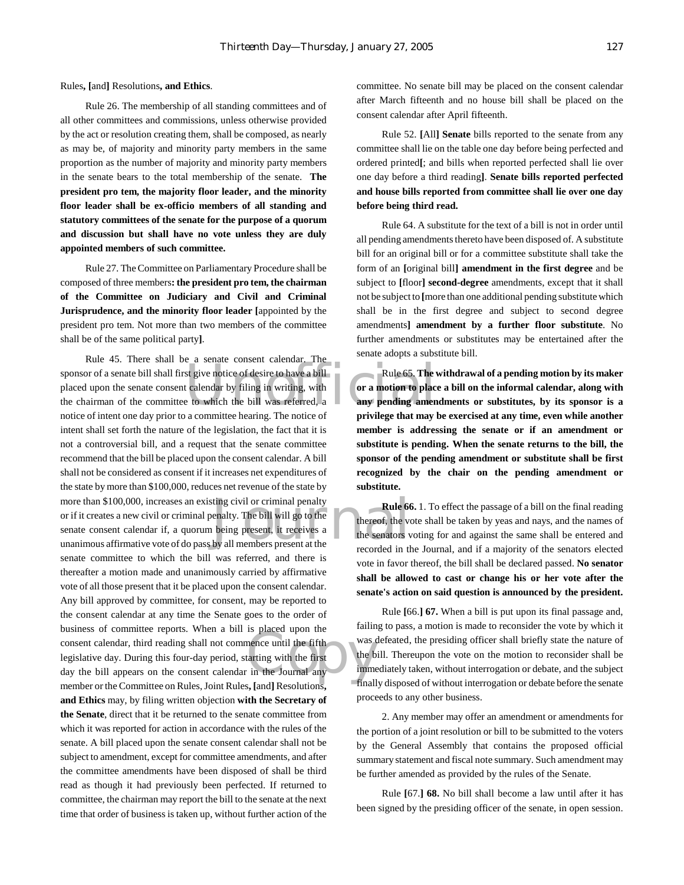Rules**, [**and**]** Resolutions**, and Ethics**.

Rule 26. The membership of all standing committees and of all other committees and commissions, unless otherwise provided by the act or resolution creating them, shall be composed, as nearly as may be, of majority and minority party members in the same proportion as the number of majority and minority party members in the senate bears to the total membership of the senate. **The president pro tem, the majority floor leader, and the minority floor leader shall be ex-officio members of all standing and statutory committees of the senate for the purpose of a quorum and discussion but shall have no vote unless they are duly appointed members of such committee.**

Rule 27. The Committee on Parliamentary Procedure shall be composed of three members**: the president pro tem, the chairman of the Committee on Judiciary and Civil and Criminal Jurisprudence, and the minority floor leader [**appointed by the president pro tem. Not more than two members of the committee shall be of the same political party**]**.

Rule 45. There shall be a senate consent calendar. The sponsor of a senate bill shall first give notice of desire to have a bill placed upon the senate consent calendar by filing in writing, with the chairman of the committee to which the bill was referred, a notice of intent one day prior to a committee hearing. The notice of intent shall set forth the nature of the legislation, the fact that it is not a controversial bill, and a request that the senate committee recommend that the bill be placed upon the consent calendar. A bill shall not be considered as consent if it increases net expenditures of the state by more than $100,000, reduces net revenue of the state by more than $100,000, increases an existing civil or criminal penalty or if it creates a new civil or criminal penalty. The bill will go to the senate consent calendar if, a quorum being present, it receives a unanimous affirmative vote of do pass by all members present at the senate committee to which the bill was referred, and there is thereafter a motion made and unanimously carried by affirmative vote of all those present that it be placed upon the consent calendar. Any bill approved by committee, for consent, may be reported to the consent calendar at any time the Senate goes to the order of business of committee reports. When a bill is placed upon the consent calendar, third reading shall not commence until the fifth legislative day. During this four-day period, starting with the first day the bill appears on the consent calendar in the Journal any member or the Committee on Rules, Joint Rules**, [**and**]** Resolutions**, and Ethics** may, by filing written objection **with the Secretary of the Senate**, direct that it be returned to the senate committee from which it was reported for action in accordance with the rules of the senate. A bill placed upon the senate consent calendar shall not be subject to amendment, except for committee amendments, and after the committee amendments have been disposed of shall be third read as though it had previously been perfected. If returned to committee, the chairman may report the bill to the senate at the next time that order of business is taken up, without further action of the committee. No senate bill may be placed on the consent calendar after March fifteenth and no house bill shall be placed on the consent calendar after April fifteenth.

Rule 52. **[**All**] Senate** bills reported to the senate from any committee shall lie on the table one day before being perfected and ordered printed**[**; and bills when reported perfected shall lie over one day before a third reading**]**. **Senate bills reported perfected and house bills reported from committee shall lie over one day before being third read.**

Rule 64. A substitute for the text of a bill is not in order until all pending amendments thereto have been disposed of. A substitute bill for an original bill or for a committee substitute shall take the form of an **[**original bill**] amendment in the first degree** and be subject to **[**floor**] second-degree** amendments, except that it shall not be subject to **[**more than one additional pending substitute which shall be in the first degree and subject to second degree amendments**] amendment by a further floor substitute**. No further amendments or substitutes may be entertained after the senate adopts a substitute bill.

**Rule 65. The withdrawal of a pending motion by its maker or a motion to place a bill on the informal calendar, along with any pending amendments or substitutes, by its sponsor is a privilege that may be exercised at any time, even while another member is addressing the senate or if an amendment or substitute is pending. When the senate returns to the bill, the sponsor of the pending amendment or substitute shall be first recognized by the chair on the pending amendment or substitute.**

**Rule 66.** 1. To effect the passage of a bill on the final reading thereof, the vote shall be taken by yeas and nays, and the names of the senators voting for and against the same shall be entered and recorded in the Journal, and if a majority of the senators elected vote in favor thereof, the bill shall be declared passed. **No senator shall be allowed to cast or change his or her vote after the senate's action on said question is announced by the president.**

Rule **[**66.**] 67.** When a bill is put upon its final passage and, failing to pass, a motion is made to reconsider the vote by which it was defeated, the presiding officer shall briefly state the nature of the bill. Thereupon the vote on the motion to reconsider shall be immediately taken, without interrogation or debate, and the subject finally disposed of without interrogation or debate before the senate proceeds to any other business.

2. Any member may offer an amendment or amendments for the portion of a joint resolution or bill to be submitted to the voters by the General Assembly that contains the proposed official summary statement and fiscal note summary. Such amendment may be further amended as provided by the rules of the Senate.

Rule **[**67.**] 68.** No bill shall become a law until after it has been signed by the presiding officer of the senate, in open session.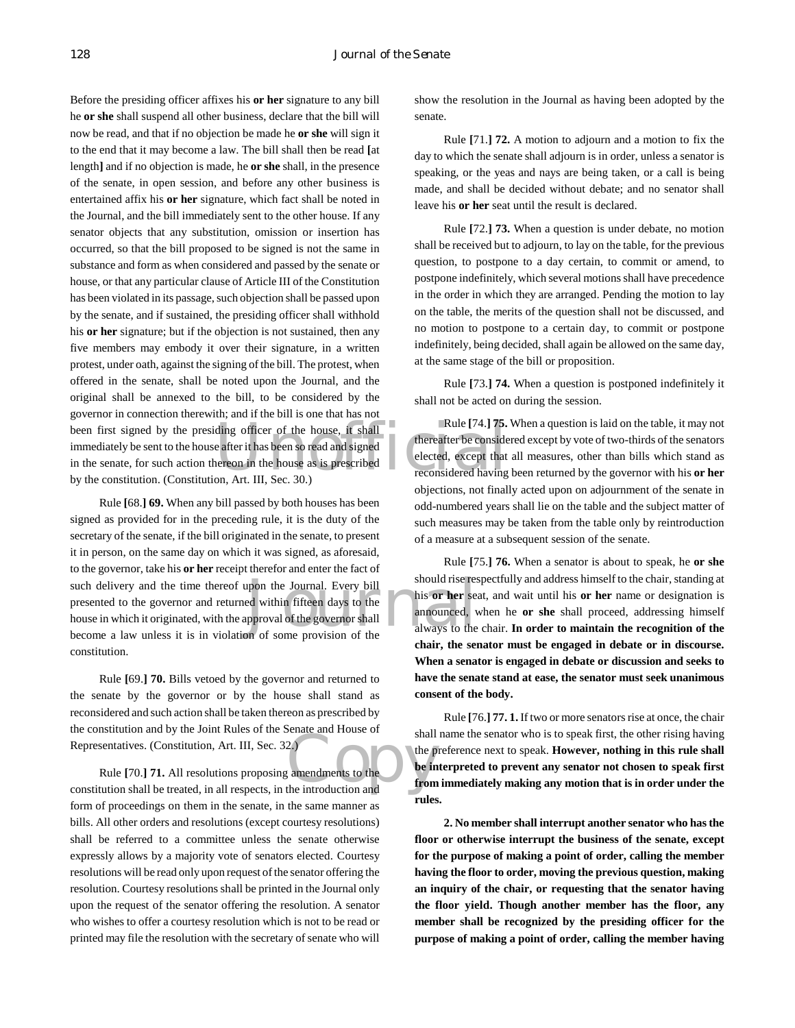Before the presiding officer affixes his **or her** signature to any bill he **or she** shall suspend all other business, declare that the bill will now be read, and that if no objection be made he **or she** will sign it to the end that it may become a law. The bill shall then be read **[**at length**]** and if no objection is made, he **or she** shall, in the presence of the senate, in open session, and before any other business is entertained affix his **or her** signature, which fact shall be noted in the Journal, and the bill immediately sent to the other house. If any senator objects that any substitution, omission or insertion has occurred, so that the bill proposed to be signed is not the same in substance and form as when considered and passed by the senate or house, or that any particular clause of Article III of the Constitution has been violated in its passage, such objection shall be passed upon by the senate, and if sustained, the presiding officer shall withhold his **or her** signature; but if the objection is not sustained, then any five members may embody it over their signature, in a written protest, under oath, against the signing of the bill. The protest, when offered in the senate, shall be noted upon the Journal, and the original shall be annexed to the bill, to be considered by the governor in connection therewith; and if the bill is one that has not been first signed by the presiding officer of the house, it shall immediately be sent to the house after it has been so read and signed in the senate, for such action thereon in the house as is prescribed by the constitution. (Constitution, Art. III, Sec. 30.)

Rule **[**68.**] 69.** When any bill passed by both houses has been signed as provided for in the preceding rule, it is the duty of the secretary of the senate, if the bill originated in the senate, to present it in person, on the same day on which it was signed, as aforesaid, to the governor, take his **or her** receipt therefor and enter the fact of such delivery and the time thereof upon the Journal. Every bill presented to the governor and returned within fifteen days to the house in which it originated, with the approval of the governor shall become a law unless it is in violation of some provision of the constitution.

Rule **[**69.**] 70.** Bills vetoed by the governor and returned to the senate by the governor or by the house shall stand as reconsidered and such action shall be taken thereon as prescribed by the constitution and by the Joint Rules of the Senate and House of Representatives. (Constitution, Art. III, Sec. 32.)

Rule **[**70.**] 71.** All resolutions proposing amendments to the constitution shall be treated, in all respects, in the introduction and form of proceedings on them in the senate, in the same manner as bills. All other orders and resolutions (except courtesy resolutions) shall be referred to a committee unless the senate otherwise expressly allows by a majority vote of senators elected. Courtesy resolutions will be read only upon request of the senator offering the resolution. Courtesy resolutions shall be printed in the Journal only upon the request of the senator offering the resolution. A senator who wishes to offer a courtesy resolution which is not to be read or printed may file the resolution with the secretary of senate who will show the resolution in the Journal as having been adopted by the senate.

Rule **[**71.**] 72.** A motion to adjourn and a motion to fix the day to which the senate shall adjourn is in order, unless a senator is speaking, or the yeas and nays are being taken, or a call is being made, and shall be decided without debate; and no senator shall leave his **or her** seat until the result is declared.

Rule **[**72.**] 73.** When a question is under debate, no motion shall be received but to adjourn, to lay on the table, for the previous question, to postpone to a day certain, to commit or amend, to postpone indefinitely, which several motions shall have precedence in the order in which they are arranged. Pending the motion to lay on the table, the merits of the question shall not be discussed, and no motion to postpone to a certain day, to commit or postpone indefinitely, being decided, shall again be allowed on the same day, at the same stage of the bill or proposition.

Rule **[**73.**] 74.** When a question is postponed indefinitely it shall not be acted on during the session.

Rule **[**74.**] 75.** When a question is laid on the table, it may not thereafter be considered except by vote of two-thirds of the senators elected, except that all measures, other than bills which stand as reconsidered having been returned by the governor with his **or her** objections, not finally acted upon on adjournment of the senate in odd-numbered years shall lie on the table and the subject matter of such measures may be taken from the table only by reintroduction of a measure at a subsequent session of the senate.

Rule **[**75.**] 76.** When a senator is about to speak, he **or she** should rise respectfully and address himself to the chair, standing at his **or her** seat, and wait until his **or her** name or designation is announced, when he **or she** shall proceed, addressing himself always to the chair. **In order to maintain the recognition of the chair, the senator must be engaged in debate or in discourse. When a senator is engaged in debate or discussion and seeks to have the senate stand at ease, the senator must seek unanimous consent of the body.**

Rule **[**76.**] 77. 1.** If two or more senators rise at once, the chair shall name the senator who is to speak first, the other rising having the preference next to speak. **However, nothing in this rule shall be interpreted to prevent any senator not chosen to speak first from immediately making any motion that is in order under the rules.**

**2. No member shall interrupt another senator who has the floor or otherwise interrupt the business of the senate, except for the purpose of making a point of order, calling the member having the floor to order, moving the previous question, making an inquiry of the chair, or requesting that the senator having the floor yield. Though another member has the floor, any member shall be recognized by the presiding officer for the purpose of making a point of order, calling the member having**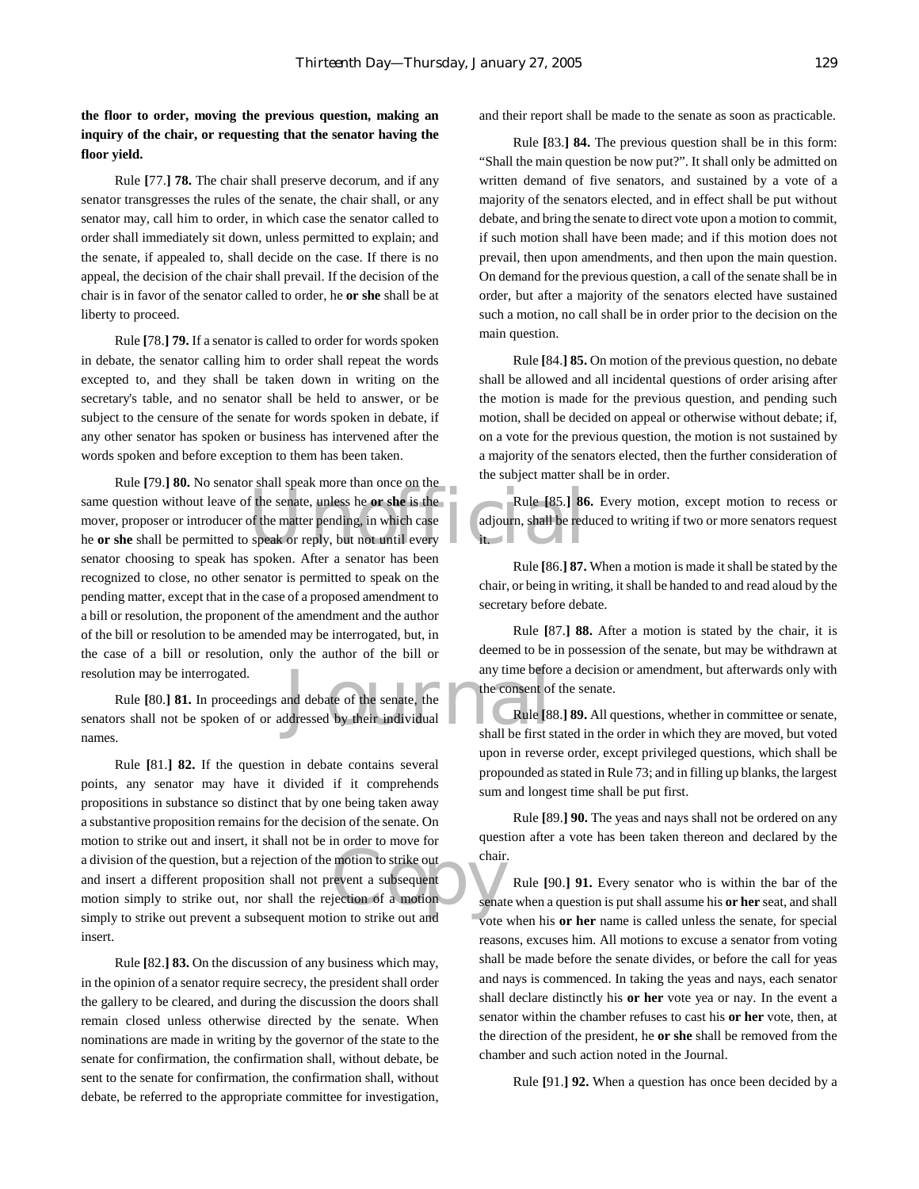**the floor to order, moving the previous question, making an inquiry of the chair, or requesting that the senator having the floor yield.**

Rule **[**77.**] 78.** The chair shall preserve decorum, and if any senator transgresses the rules of the senate, the chair shall, or any senator may, call him to order, in which case the senator called to order shall immediately sit down, unless permitted to explain; and the senate, if appealed to, shall decide on the case. If there is no appeal, the decision of the chair shall prevail. If the decision of the chair is in favor of the senator called to order, he **or she** shall be at liberty to proceed.

Rule **[**78.**] 79.** If a senator is called to order for words spoken in debate, the senator calling him to order shall repeat the words excepted to, and they shall be taken down in writing on the secretary's table, and no senator shall be held to answer, or be subject to the censure of the senate for words spoken in debate, if any other senator has spoken or business has intervened after the words spoken and before exception to them has been taken.

Rule **[**79.**] 80.** No senator shall speak more than once on the same question without leave of the senate, unless he **or she** is the mover, proposer or introducer of the matter pending, in which case he **or she** shall be permitted to speak or reply, but not until every senator choosing to speak has spoken. After a senator has been recognized to close, no other senator is permitted to speak on the pending matter, except that in the case of a proposed amendment to a bill or resolution, the proponent of the amendment and the author of the bill or resolution to be amended may be interrogated, but, in the case of a bill or resolution, only the author of the bill or resolution may be interrogated.

Rule **[**80.**] 81.** In proceedings and debate of the senate, the senators shall not be spoken of or addressed by their individual names.

Rule **[**81.**] 82.** If the question in debate contains several points, any senator may have it divided if it comprehends propositions in substance so distinct that by one being taken away a substantive proposition remains for the decision of the senate. On motion to strike out and insert, it shall not be in order to move for a division of the question, but a rejection of the motion to strike out and insert a different proposition shall not prevent a subsequent motion simply to strike out, nor shall the rejection of a motion simply to strike out prevent a subsequent motion to strike out and insert.

Rule **[**82.**] 83.** On the discussion of any business which may, in the opinion of a senator require secrecy, the president shall order the gallery to be cleared, and during the discussion the doors shall remain closed unless otherwise directed by the senate. When nominations are made in writing by the governor of the state to the senate for confirmation, the confirmation shall, without debate, be sent to the senate for confirmation, the confirmation shall, without debate, be referred to the appropriate committee for investigation, and their report shall be made to the senate as soon as practicable.

Rule **[**83.**] 84.** The previous question shall be in this form: "Shall the main question be now put?". It shall only be admitted on written demand of five senators, and sustained by a vote of a majority of the senators elected, and in effect shall be put without debate, and bring the senate to direct vote upon a motion to commit, if such motion shall have been made; and if this motion does not prevail, then upon amendments, and then upon the main question. On demand for the previous question, a call of the senate shall be in order, but after a majority of the senators elected have sustained such a motion, no call shall be in order prior to the decision on the main question.

Rule **[**84.**] 85.** On motion of the previous question, no debate shall be allowed and all incidental questions of order arising after the motion is made for the previous question, and pending such motion, shall be decided on appeal or otherwise without debate; if, on a vote for the previous question, the motion is not sustained by a majority of the senators elected, then the further consideration of the subject matter shall be in order.

Rule **[**85.**] 86.** Every motion, except motion to recess or adjourn, shall be reduced to writing if two or more senators request it.

Rule **[**86.**] 87.** When a motion is made it shall be stated by the chair, or being in writing, it shall be handed to and read aloud by the secretary before debate.

Rule **[**87.**] 88.** After a motion is stated by the chair, it is deemed to be in possession of the senate, but may be withdrawn at any time before a decision or amendment, but afterwards only with the consent of the senate.

Rule **[**88.**] 89.** All questions, whether in committee or senate, shall be first stated in the order in which they are moved, but voted upon in reverse order, except privileged questions, which shall be propounded as stated in Rule 73; and in filling up blanks, the largest sum and longest time shall be put first.

Rule **[**89.**] 90.** The yeas and nays shall not be ordered on any question after a vote has been taken thereon and declared by the chair.

Rule **[**90.**] 91.** Every senator who is within the bar of the senate when a question is put shall assume his **or her** seat, and shall vote when his **or her** name is called unless the senate, for special reasons, excuses him. All motions to excuse a senator from voting shall be made before the senate divides, or before the call for yeas and nays is commenced. In taking the yeas and nays, each senator shall declare distinctly his **or her** vote yea or nay. In the event a senator within the chamber refuses to cast his **or her** vote, then, at the direction of the president, he **or she** shall be removed from the chamber and such action noted in the Journal.

Rule **[**91.**] 92.** When a question has once been decided by a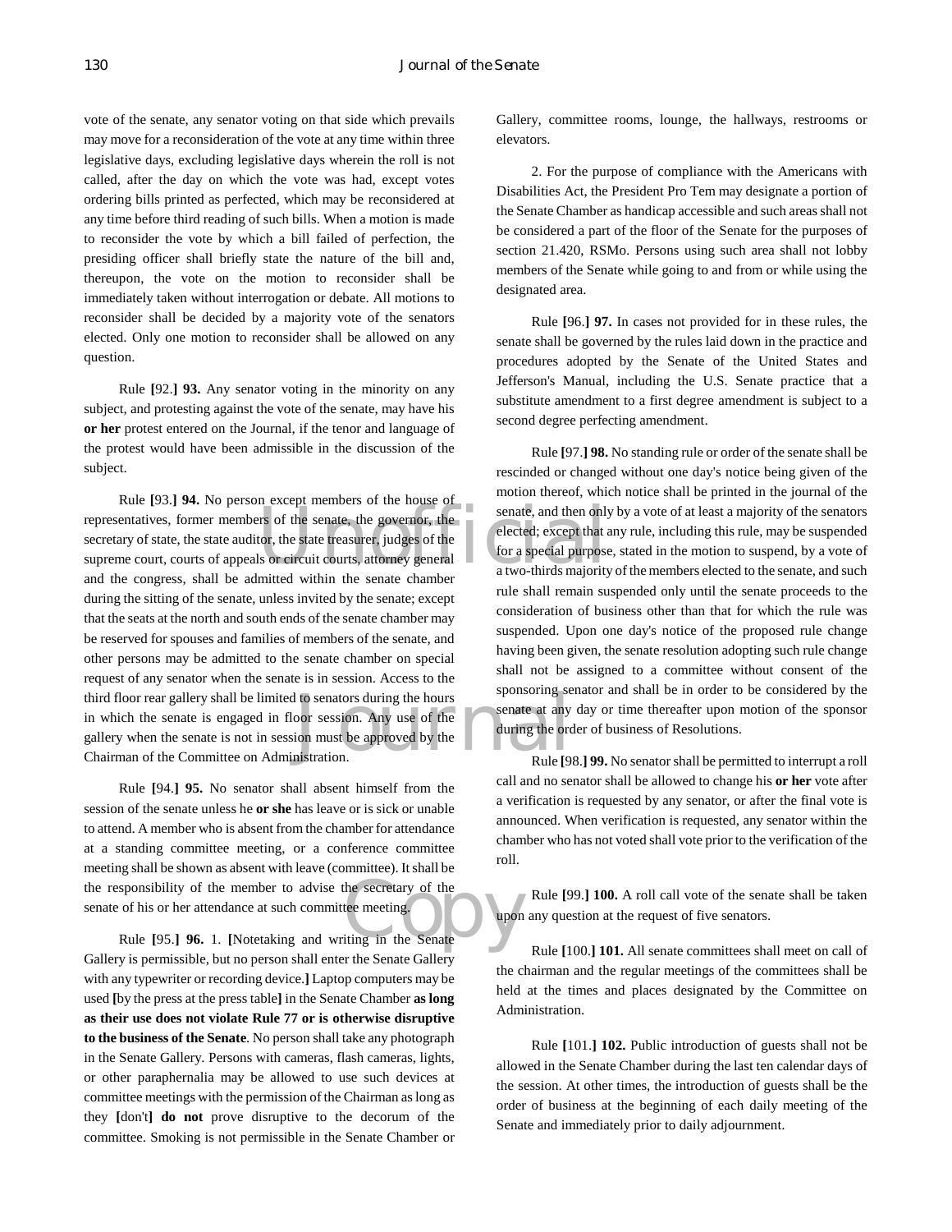vote of the senate, any senator voting on that side which prevails may move for a reconsideration of the vote at any time within three legislative days, excluding legislative days wherein the roll is not called, after the day on which the vote was had, except votes ordering bills printed as perfected, which may be reconsidered at any time before third reading of such bills. When a motion is made to reconsider the vote by which a bill failed of perfection, the presiding officer shall briefly state the nature of the bill and, thereupon, the vote on the motion to reconsider shall be immediately taken without interrogation or debate. All motions to reconsider shall be decided by a majority vote of the senators elected. Only one motion to reconsider shall be allowed on any question.

Rule **[**92.**] 93.** Any senator voting in the minority on any subject, and protesting against the vote of the senate, may have his **or her** protest entered on the Journal, if the tenor and language of the protest would have been admissible in the discussion of the subject.

Rule **[**93.**] 94.** No person except members of the house of representatives, former members of the senate, the governor, the secretary of state, the state auditor, the state treasurer, judges of the supreme court, courts of appeals or circuit courts, attorney general and the congress, shall be admitted within the senate chamber during the sitting of the senate, unless invited by the senate; except that the seats at the north and south ends of the senate chamber may be reserved for spouses and families of members of the senate, and other persons may be admitted to the senate chamber on special request of any senator when the senate is in session. Access to the third floor rear gallery shall be limited to senators during the hours in which the senate is engaged in floor session. Any use of the gallery when the senate is not in session must be approved by the Chairman of the Committee on Administration.

Rule **[**94.**] 95.** No senator shall absent himself from the session of the senate unless he **or she** has leave or is sick or unable to attend. A member who is absent from the chamber for attendance at a standing committee meeting, or a conference committee meeting shall be shown as absent with leave (committee). It shall be the responsibility of the member to advise the secretary of the senate of his or her attendance at such committee meeting.

Rule **[**95.**] 96.** 1. **[**Notetaking and writing in the Senate Gallery is permissible, but no person shall enter the Senate Gallery with any typewriter or recording device.**]** Laptop computers may be used **[**by the press at the press table**]** in the Senate Chamber **as long as their use does not violate Rule 77 or is otherwise disruptive to the business of the Senate**. No person shall take any photograph in the Senate Gallery. Persons with cameras, flash cameras, lights, or other paraphernalia may be allowed to use such devices at committee meetings with the permission of the Chairman as long as they **[**don't**] do not** prove disruptive to the decorum of the committee. Smoking is not permissible in the Senate Chamber or Gallery, committee rooms, lounge, the hallways, restrooms or elevators.

2. For the purpose of compliance with the Americans with Disabilities Act, the President Pro Tem may designate a portion of the Senate Chamber as handicap accessible and such areas shall not be considered a part of the floor of the Senate for the purposes of section 21.420, RSMo. Persons using such area shall not lobby members of the Senate while going to and from or while using the designated area.

Rule **[**96.**] 97.** In cases not provided for in these rules, the senate shall be governed by the rules laid down in the practice and procedures adopted by the Senate of the United States and Jefferson's Manual, including the U.S. Senate practice that a substitute amendment to a first degree amendment is subject to a second degree perfecting amendment.

Rule **[**97.**] 98.** No standing rule or order of the senate shall be rescinded or changed without one day's notice being given of the motion thereof, which notice shall be printed in the journal of the senate, and then only by a vote of at least a majority of the senators elected; except that any rule, including this rule, may be suspended for a special purpose, stated in the motion to suspend, by a vote of a two-thirds majority of the members elected to the senate, and such rule shall remain suspended only until the senate proceeds to the consideration of business other than that for which the rule was suspended. Upon one day's notice of the proposed rule change having been given, the senate resolution adopting such rule change shall not be assigned to a committee without consent of the sponsoring senator and shall be in order to be considered by the senate at any day or time thereafter upon motion of the sponsor during the order of business of Resolutions.

Rule **[**98.**] 99.** No senator shall be permitted to interrupt a roll call and no senator shall be allowed to change his **or her** vote after a verification is requested by any senator, or after the final vote is announced. When verification is requested, any senator within the chamber who has not voted shall vote prior to the verification of the roll.

Rule **[**99.**] 100.** A roll call vote of the senate shall be taken upon any question at the request of five senators.

Rule **[**100.**] 101.** All senate committees shall meet on call of the chairman and the regular meetings of the committees shall be held at the times and places designated by the Committee on Administration.

Rule **[**101.**] 102.** Public introduction of guests shall not be allowed in the Senate Chamber during the last ten calendar days of the session. At other times, the introduction of guests shall be the order of business at the beginning of each daily meeting of the Senate and immediately prior to daily adjournment.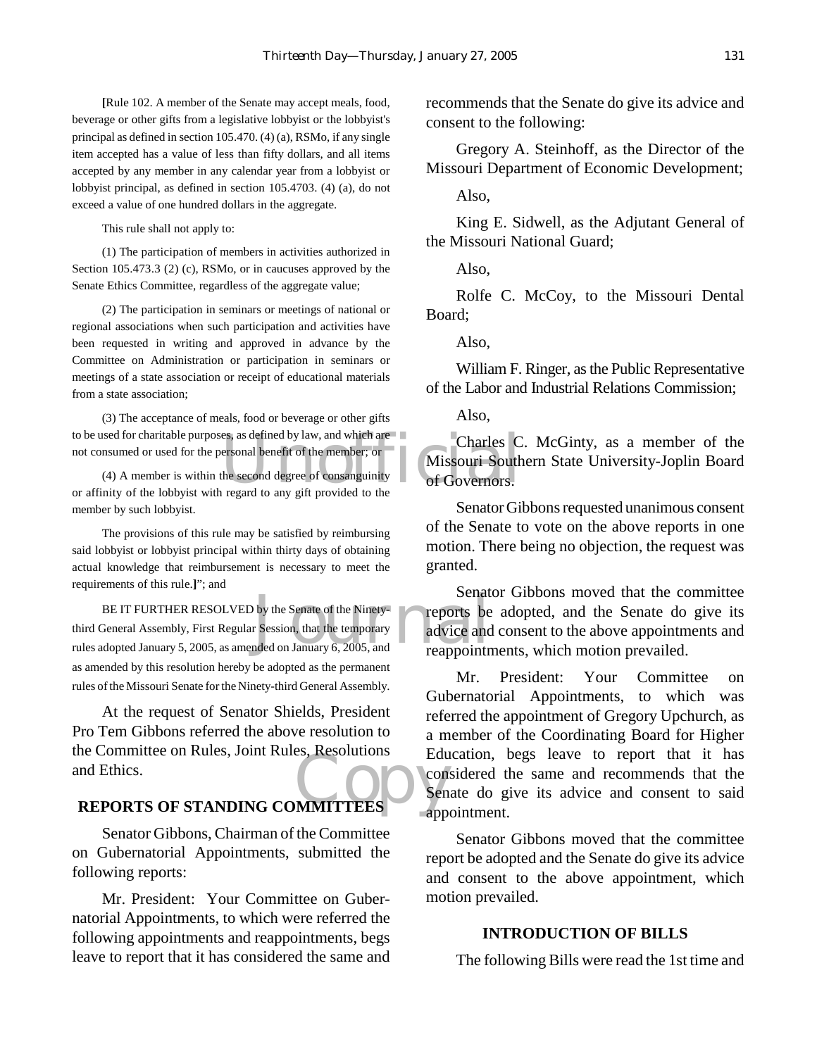**[**Rule 102. A member of the Senate may accept meals, food, beverage or other gifts from a legislative lobbyist or the lobbyist's principal as defined in section 105.470. (4) (a), RSMo, if any single item accepted has a value of less than fifty dollars, and all items accepted by any member in any calendar year from a lobbyist or lobbyist principal, as defined in section 105.4703. (4) (a), do not exceed a value of one hundred dollars in the aggregate.

This rule shall not apply to:

(1) The participation of members in activities authorized in Section 105.473.3 (2) (c), RSMo, or in caucuses approved by the Senate Ethics Committee, regardless of the aggregate value;

(2) The participation in seminars or meetings of national or regional associations when such participation and activities have been requested in writing and approved in advance by the Committee on Administration or participation in seminars or meetings of a state association or receipt of educational materials from a state association;

(3) The acceptance of meals, food or beverage or other gifts to be used for charitable purposes, as defined by law, and which are not consumed or used for the personal benefit of the member; or

(4) A member is within the second degree of consanguinity or affinity of the lobbyist with regard to any gift provided to the member by such lobbyist.

The provisions of this rule may be satisfied by reimbursing said lobbyist or lobbyist principal within thirty days of obtaining actual knowledge that reimbursement is necessary to meet the requirements of this rule.**]**"; and

BE IT FURTHER RESOLVED by the Senate of the Ninety-third General Assembly, First Regular Session, that the temporary rules adopted January 5, 2005, as amended on January 6, 2005, and as amended by this resolution hereby be adopted as the permanent rules of the Missouri Senate for the Ninety-third General Assembly.

At the request of Senator Shields, President Pro Tem Gibbons referred the above resolution to the Committee on Rules, Joint Rules, Resolutions and Ethics.

## REPORTS OF STANDING COMMITTEES

Senator Gibbons, Chairman of the Committee on Gubernatorial Appointments, submitted the following reports:

Mr. President: Your Committee on Gubernatorial Appointments, to which were referred the following appointments and reappointments, begs leave to report that it has considered the same and recommends that the Senate do give its advice and consent to the following:

Gregory A. Steinhoff, as the Director of the Missouri Department of Economic Development;

Also,

King E. Sidwell, as the Adjutant General of the Missouri National Guard;

Also,

Rolfe C. McCoy, to the Missouri Dental Board;

Also,

William F. Ringer, as the Public Representative of the Labor and Industrial Relations Commission;

Also,

Charles C. McGinty, as a member of the Missouri Southern State University-Joplin Board of Governors.

Senator Gibbons requested unanimous consent of the Senate to vote on the above reports in one motion. There being no objection, the request was granted.

Senator Gibbons moved that the committee reports be adopted, and the Senate do give its advice and consent to the above appointments and reappointments, which motion prevailed.

Mr. President: Your Committee on Gubernatorial Appointments, to which was referred the appointment of Gregory Upchurch, as a member of the Coordinating Board for Higher Education, begs leave to report that it has considered the same and recommends that the Senate do give its advice and consent to said appointment.

Senator Gibbons moved that the committee report be adopted and the Senate do give its advice and consent to the above appointment, which motion prevailed.

## INTRODUCTION OF BILLS

The following Bills were read the 1st time and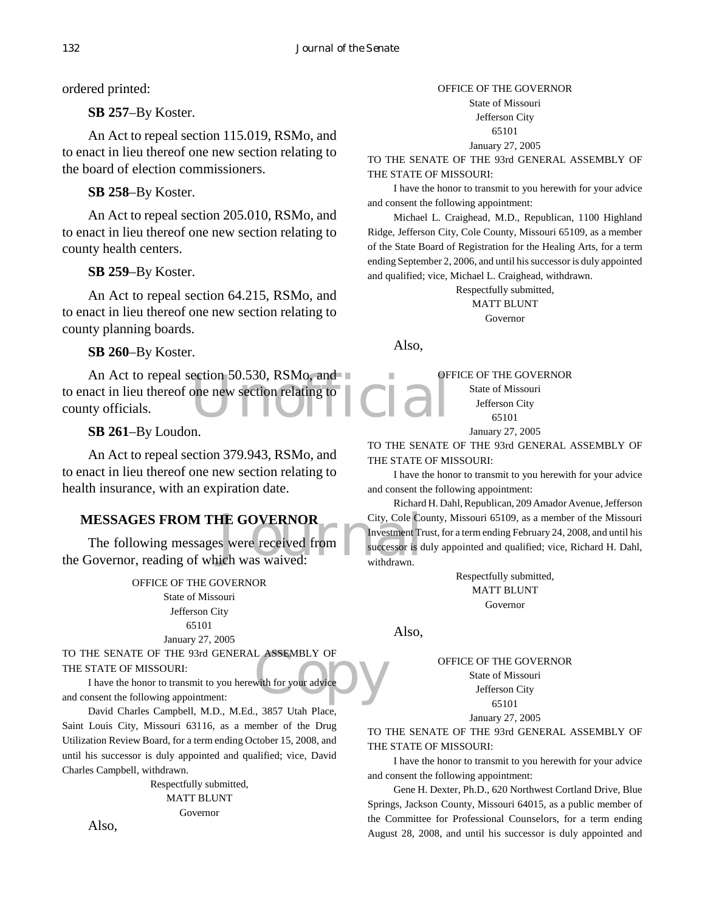ordered printed:

**SB 257**–By Koster.

An Act to repeal section 115.019, RSMo, and to enact in lieu thereof one new section relating to the board of election commissioners.

**SB 258**–By Koster.

An Act to repeal section 205.010, RSMo, and to enact in lieu thereof one new section relating to county health centers.

**SB 259**–By Koster.

An Act to repeal section 64.215, RSMo, and to enact in lieu thereof one new section relating to county planning boards.

**SB 260**–By Koster.

An Act to repeal section 50.530, RSMo, and to enact in lieu thereof one new section relating to county officials.

**SB 261**–By Loudon.

An Act to repeal section 379.943, RSMo, and to enact in lieu thereof one new section relating to health insurance, with an expiration date.

## MESSAGES FROM THE GOVERNOR

The following messages were received from the Governor, reading of which was waived:

OFFICE OF THE GOVERNOR
State of Missouri
Jefferson City
65101
January 27, 2005

TO THE SENATE OF THE 93rd GENERAL ASSEMBLY OF THE STATE OF MISSOURI:

I have the honor to transmit to you herewith for your advice and consent the following appointment:

David Charles Campbell, M.D., M.Ed., 3857 Utah Place, Saint Louis City, Missouri 63116, as a member of the Drug Utilization Review Board, for a term ending October 15, 2008, and until his successor is duly appointed and qualified; vice, David Charles Campbell, withdrawn.

Respectfully submitted,
MATT BLUNT
Governor

Also,

OFFICE OF THE GOVERNOR
State of Missouri
Jefferson City
65101
January 27, 2005

TO THE SENATE OF THE 93rd GENERAL ASSEMBLY OF THE STATE OF MISSOURI:

I have the honor to transmit to you herewith for your advice and consent the following appointment:

Michael L. Craighead, M.D., Republican, 1100 Highland Ridge, Jefferson City, Cole County, Missouri 65109, as a member of the State Board of Registration for the Healing Arts, for a term ending September 2, 2006, and until his successor is duly appointed and qualified; vice, Michael L. Craighead, withdrawn.

Respectfully submitted,
MATT BLUNT
Governor

Also,

OFFICE OF THE GOVERNOR
State of Missouri
Jefferson City
65101
January 27, 2005

TO THE SENATE OF THE 93rd GENERAL ASSEMBLY OF THE STATE OF MISSOURI:

I have the honor to transmit to you herewith for your advice and consent the following appointment:

Richard H. Dahl, Republican, 209 Amador Avenue, Jefferson City, Cole County, Missouri 65109, as a member of the Missouri Investment Trust, for a term ending February 24, 2008, and until his successor is duly appointed and qualified; vice, Richard H. Dahl, withdrawn.

Respectfully submitted,
MATT BLUNT
Governor

Also,

OFFICE OF THE GOVERNOR
State of Missouri
Jefferson City
65101
January 27, 2005

TO THE SENATE OF THE 93rd GENERAL ASSEMBLY OF THE STATE OF MISSOURI:

I have the honor to transmit to you herewith for your advice and consent the following appointment:

Gene H. Dexter, Ph.D., 620 Northwest Cortland Drive, Blue Springs, Jackson County, Missouri 64015, as a public member of the Committee for Professional Counselors, for a term ending August 28, 2008, and until his successor is duly appointed and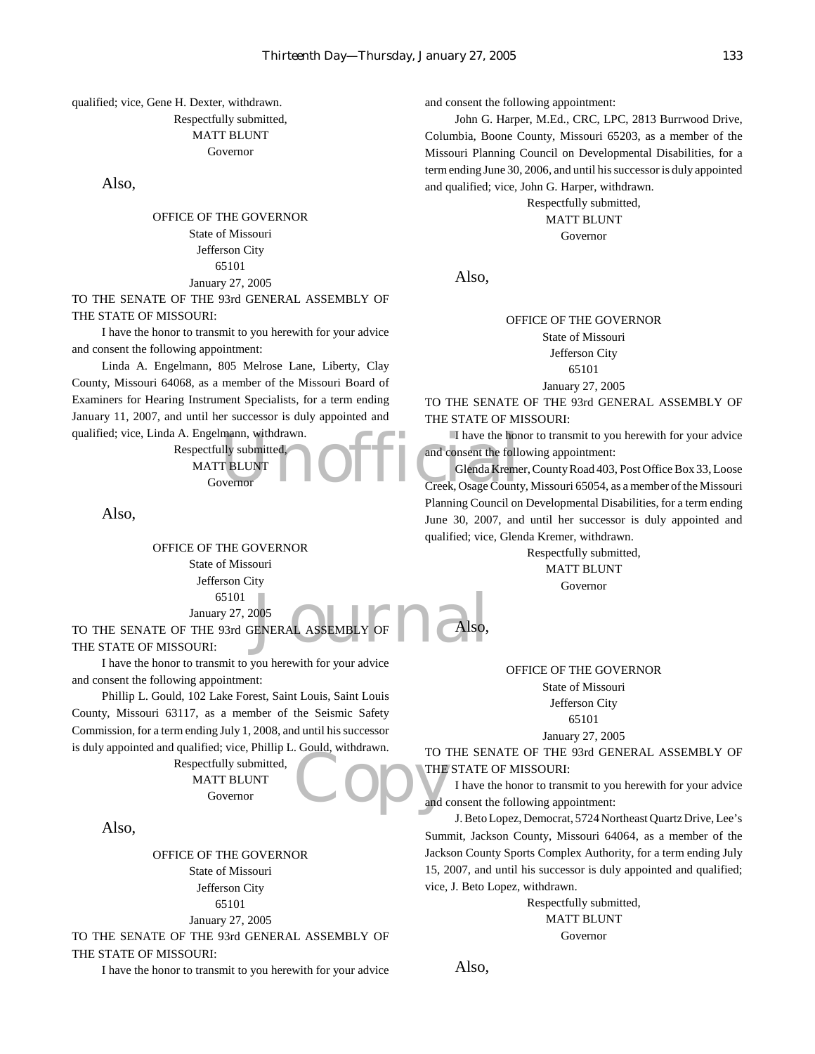qualified; vice, Gene H. Dexter, withdrawn.

Respectfully submitted,
MATT BLUNT
Governor

Also,

OFFICE OF THE GOVERNOR
State of Missouri
Jefferson City
65101
January 27, 2005

TO THE SENATE OF THE 93rd GENERAL ASSEMBLY OF THE STATE OF MISSOURI:

I have the honor to transmit to you herewith for your advice and consent the following appointment:

Linda A. Engelmann, 805 Melrose Lane, Liberty, Clay County, Missouri 64068, as a member of the Missouri Board of Examiners for Hearing Instrument Specialists, for a term ending January 11, 2007, and until her successor is duly appointed and qualified; vice, Linda A. Engelmann, withdrawn.

Respectfully submitted,
MATT BLUNT
Governor

Also,

OFFICE OF THE GOVERNOR
State of Missouri
Jefferson City
65101
January 27, 2005

TO THE SENATE OF THE 93rd GENERAL ASSEMBLY OF THE STATE OF MISSOURI:

I have the honor to transmit to you herewith for your advice and consent the following appointment:

Phillip L. Gould, 102 Lake Forest, Saint Louis, Saint Louis County, Missouri 63117, as a member of the Seismic Safety Commission, for a term ending July 1, 2008, and until his successor is duly appointed and qualified; vice, Phillip L. Gould, withdrawn.

Respectfully submitted,
MATT BLUNT
Governor

Also,

OFFICE OF THE GOVERNOR
State of Missouri
Jefferson City
65101
January 27, 2005

TO THE SENATE OF THE 93rd GENERAL ASSEMBLY OF THE STATE OF MISSOURI:

I have the honor to transmit to you herewith for your advice and consent the following appointment:

John G. Harper, M.Ed., CRC, LPC, 2813 Burrwood Drive, Columbia, Boone County, Missouri 65203, as a member of the Missouri Planning Council on Developmental Disabilities, for a term ending June 30, 2006, and until his successor is duly appointed and qualified; vice, John G. Harper, withdrawn.

Respectfully submitted,
MATT BLUNT
Governor

Also,

OFFICE OF THE GOVERNOR
State of Missouri
Jefferson City
65101
January 27, 2005

TO THE SENATE OF THE 93rd GENERAL ASSEMBLY OF THE STATE OF MISSOURI:

I have the honor to transmit to you herewith for your advice and consent the following appointment:

Glenda Kremer, County Road 403, Post Office Box 33, Loose Creek, Osage County, Missouri 65054, as a member of the Missouri Planning Council on Developmental Disabilities, for a term ending June 30, 2007, and until her successor is duly appointed and qualified; vice, Glenda Kremer, withdrawn.

Respectfully submitted,
MATT BLUNT
Governor

Also,

OFFICE OF THE GOVERNOR
State of Missouri
Jefferson City
65101
January 27, 2005

TO THE SENATE OF THE 93rd GENERAL ASSEMBLY OF THE STATE OF MISSOURI:

I have the honor to transmit to you herewith for your advice and consent the following appointment:

J. Beto Lopez, Democrat, 5724 Northeast Quartz Drive, Lee's Summit, Jackson County, Missouri 64064, as a member of the Jackson County Sports Complex Authority, for a term ending July 15, 2007, and until his successor is duly appointed and qualified; vice, J. Beto Lopez, withdrawn.

Respectfully submitted,
MATT BLUNT
Governor

Also,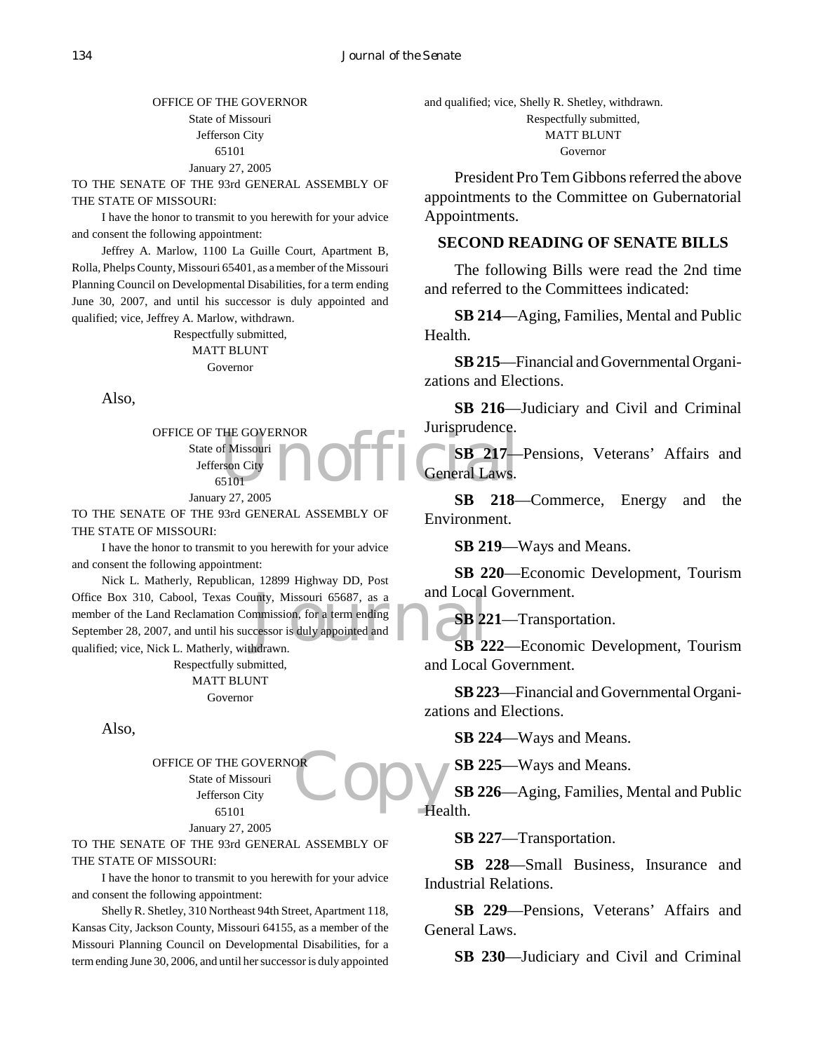OFFICE OF THE GOVERNOR
State of Missouri
Jefferson City
65101
January 27, 2005

TO THE SENATE OF THE 93rd GENERAL ASSEMBLY OF THE STATE OF MISSOURI:

I have the honor to transmit to you herewith for your advice and consent the following appointment:

Jeffrey A. Marlow, 1100 La Guille Court, Apartment B, Rolla, Phelps County, Missouri 65401, as a member of the Missouri Planning Council on Developmental Disabilities, for a term ending June 30, 2007, and until his successor is duly appointed and qualified; vice, Jeffrey A. Marlow, withdrawn.

Respectfully submitted,
MATT BLUNT
Governor

Also,

OFFICE OF THE GOVERNOR
State of Missouri
Jefferson City
65101
January 27, 2005

TO THE SENATE OF THE 93rd GENERAL ASSEMBLY OF THE STATE OF MISSOURI:

I have the honor to transmit to you herewith for your advice and consent the following appointment:

Nick L. Matherly, Republican, 12899 Highway DD, Post Office Box 310, Cabool, Texas County, Missouri 65687, as a member of the Land Reclamation Commission, for a term ending September 28, 2007, and until his successor is duly appointed and qualified; vice, Nick L. Matherly, withdrawn.

Respectfully submitted,
MATT BLUNT
Governor

Also,

OFFICE OF THE GOVERNOR
State of Missouri
Jefferson City
65101
January 27, 2005

TO THE SENATE OF THE 93rd GENERAL ASSEMBLY OF THE STATE OF MISSOURI:

I have the honor to transmit to you herewith for your advice and consent the following appointment:

Shelly R. Shetley, 310 Northeast 94th Street, Apartment 118, Kansas City, Jackson County, Missouri 64155, as a member of the Missouri Planning Council on Developmental Disabilities, for a term ending June 30, 2006, and until her successor is duly appointed and qualified; vice, Shelly R. Shetley, withdrawn.

Respectfully submitted,
MATT BLUNT
Governor

President Pro Tem Gibbons referred the above appointments to the Committee on Gubernatorial Appointments.

## SECOND READING OF SENATE BILLS

The following Bills were read the 2nd time and referred to the Committees indicated:

**SB 214**—Aging, Families, Mental and Public Health.

**SB 215**—Financial and Governmental Organizations and Elections.

**SB 216**—Judiciary and Civil and Criminal Jurisprudence.

**SB 217**—Pensions, Veterans' Affairs and General Laws.

**SB 218**—Commerce, Energy and the Environment.

**SB 219**—Ways and Means.

**SB 220**—Economic Development, Tourism and Local Government.

**SB 221**—Transportation.

**SB 222**—Economic Development, Tourism and Local Government.

**SB 223**—Financial and Governmental Organizations and Elections.

**SB 224**—Ways and Means.

**SB 225**—Ways and Means.

**SB 226**—Aging, Families, Mental and Public Health.

**SB 227**—Transportation.

**SB 228**—Small Business, Insurance and Industrial Relations.

**SB 229**—Pensions, Veterans' Affairs and General Laws.

**SB 230**—Judiciary and Civil and Criminal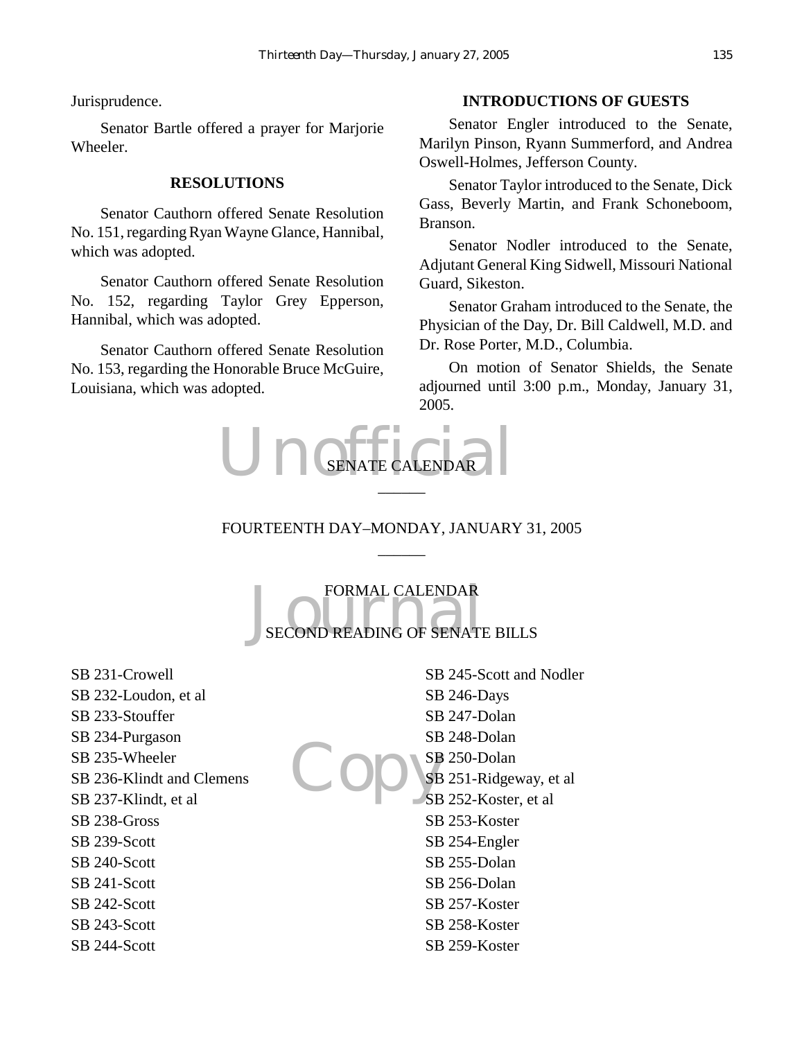Jurisprudence.

Senator Bartle offered a prayer for Marjorie Wheeler.

## RESOLUTIONS

Senator Cauthorn offered Senate Resolution No. 151, regarding Ryan Wayne Glance, Hannibal, which was adopted.

Senator Cauthorn offered Senate Resolution No. 152, regarding Taylor Grey Epperson, Hannibal, which was adopted.

Senator Cauthorn offered Senate Resolution No. 153, regarding the Honorable Bruce McGuire, Louisiana, which was adopted.

## INTRODUCTIONS OF GUESTS

Senator Engler introduced to the Senate, Marilyn Pinson, Ryann Summerford, and Andrea Oswell-Holmes, Jefferson County.

Senator Taylor introduced to the Senate, Dick Gass, Beverly Martin, and Frank Schoneboom, Branson.

Senator Nodler introduced to the Senate, Adjutant General King Sidwell, Missouri National Guard, Sikeston.

Senator Graham introduced to the Senate, the Physician of the Day, Dr. Bill Caldwell, M.D. and Dr. Rose Porter, M.D., Columbia.

On motion of Senator Shields, the Senate adjourned until 3:00 p.m., Monday, January 31, 2005.

## SENATE CALENDAR

______

## FOURTEENTH DAY–MONDAY, JANUARY 31, 2005

______

## FORMAL CALENDAR

### SECOND READING OF SENATE BILLS

SB 231-Crowell
SB 232-Loudon, et al
SB 233-Stouffer
SB 234-Purgason
SB 235-Wheeler
SB 236-Klindt and Clemens
SB 237-Klindt, et al
SB 238-Gross
SB 239-Scott
SB 240-Scott
SB 241-Scott
SB 242-Scott
SB 243-Scott
SB 244-Scott
SB 245-Scott and Nodler
SB 246-Days
SB 247-Dolan
SB 248-Dolan
SB 250-Dolan
SB 251-Ridgeway, et al
SB 252-Koster, et al
SB 253-Koster
SB 254-Engler
SB 255-Dolan
SB 256-Dolan
SB 257-Koster
SB 258-Koster
SB 259-Koster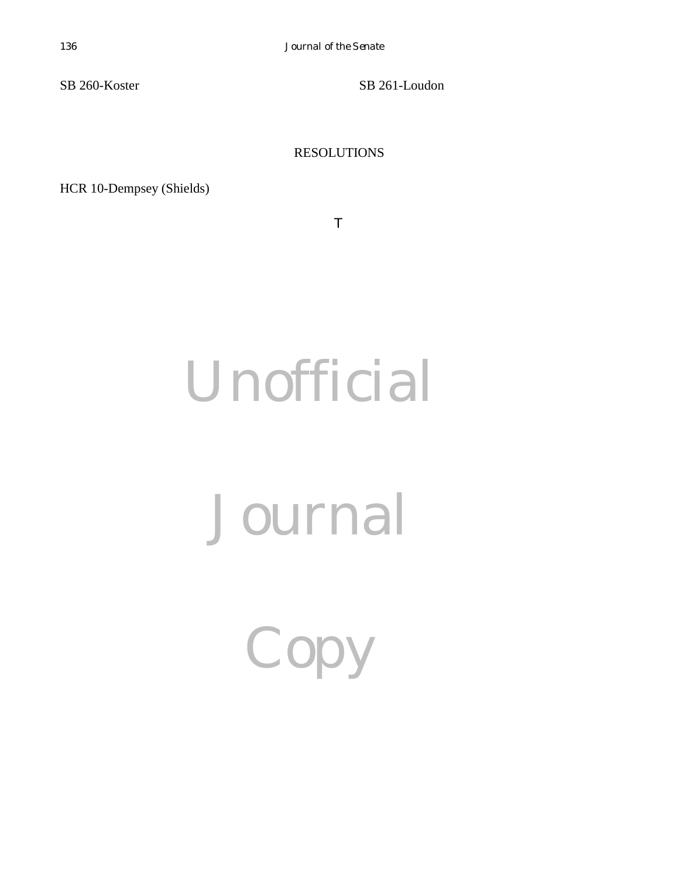SB 260-Koster

SB 261-Loudon

RESOLUTIONS

HCR 10-Dempsey (Shields)

T

Unofficial

Journal

Copy